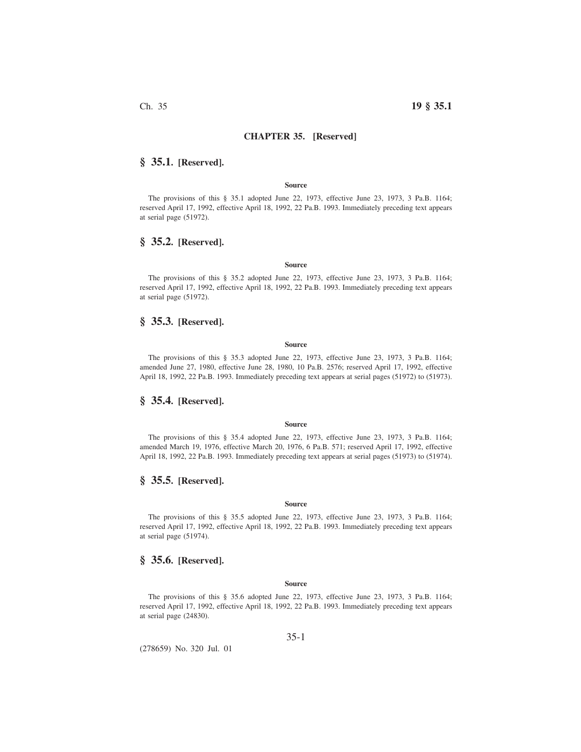# CHAPTER 35. [Reserved]

## § 35.1. [Reserved].

**Source**

The provisions of this § 35.1 adopted June 22, 1973, effective June 23, 1973, 3 Pa.B. 1164; reserved April 17, 1992, effective April 18, 1992, 22 Pa.B. 1993. Immediately preceding text appears at serial page (51972).

## § 35.2. [Reserved].

**Source**

The provisions of this § 35.2 adopted June 22, 1973, effective June 23, 1973, 3 Pa.B. 1164; reserved April 17, 1992, effective April 18, 1992, 22 Pa.B. 1993. Immediately preceding text appears at serial page (51972).

## § 35.3. [Reserved].

**Source**

The provisions of this § 35.3 adopted June 22, 1973, effective June 23, 1973, 3 Pa.B. 1164; amended June 27, 1980, effective June 28, 1980, 10 Pa.B. 2576; reserved April 17, 1992, effective April 18, 1992, 22 Pa.B. 1993. Immediately preceding text appears at serial pages (51972) to (51973).

## § 35.4. [Reserved].

**Source**

The provisions of this § 35.4 adopted June 22, 1973, effective June 23, 1973, 3 Pa.B. 1164; amended March 19, 1976, effective March 20, 1976, 6 Pa.B. 571; reserved April 17, 1992, effective April 18, 1992, 22 Pa.B. 1993. Immediately preceding text appears at serial pages (51973) to (51974).

## § 35.5. [Reserved].

**Source**

The provisions of this § 35.5 adopted June 22, 1973, effective June 23, 1973, 3 Pa.B. 1164; reserved April 17, 1992, effective April 18, 1992, 22 Pa.B. 1993. Immediately preceding text appears at serial page (51974).

## § 35.6. [Reserved].

**Source**

The provisions of this § 35.6 adopted June 22, 1973, effective June 23, 1973, 3 Pa.B. 1164; reserved April 17, 1992, effective April 18, 1992, 22 Pa.B. 1993. Immediately preceding text appears at serial page (24830).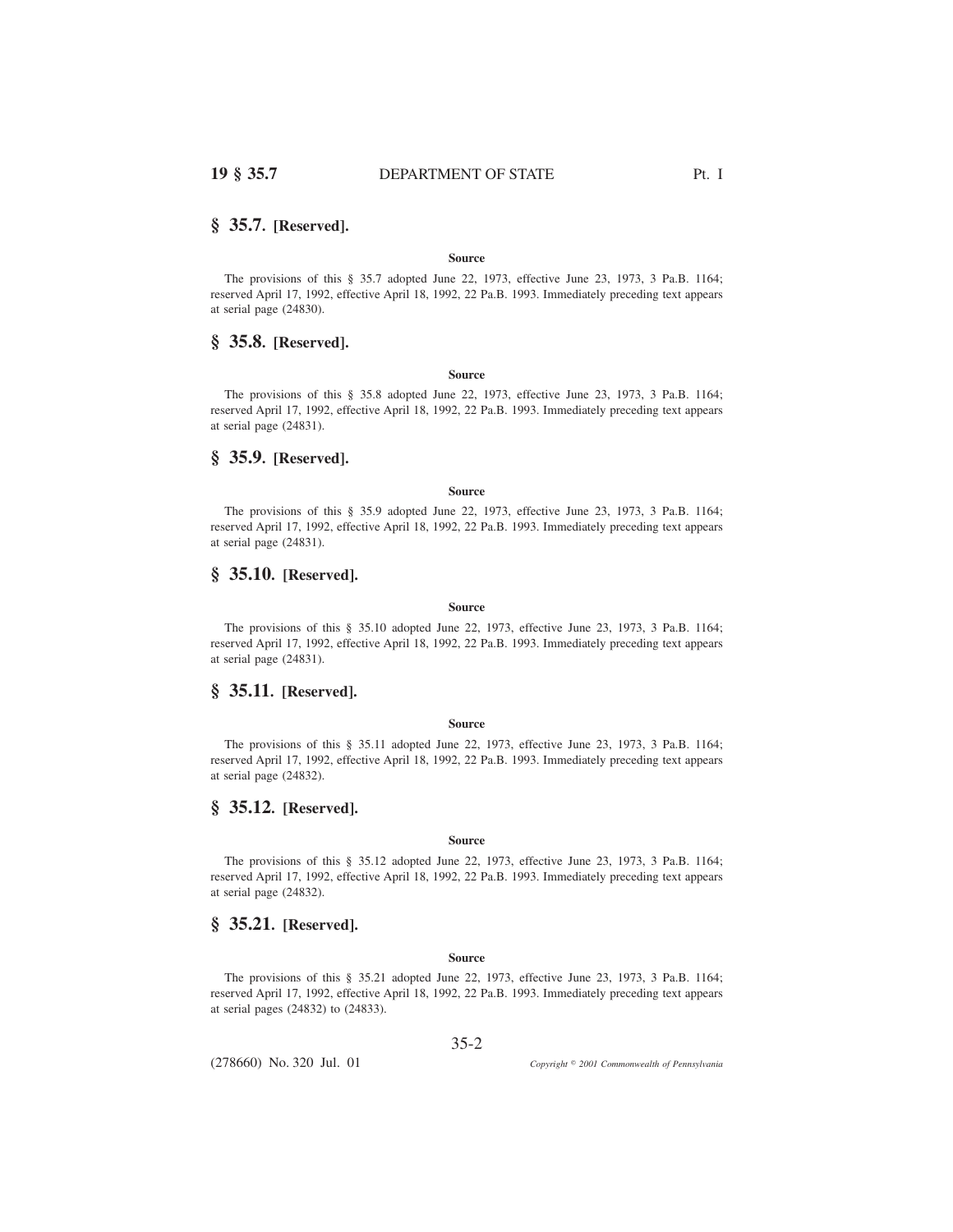## § 35.7. [Reserved].

**Source**

The provisions of this § 35.7 adopted June 22, 1973, effective June 23, 1973, 3 Pa.B. 1164; reserved April 17, 1992, effective April 18, 1992, 22 Pa.B. 1993. Immediately preceding text appears at serial page (24830).

## § 35.8. [Reserved].

**Source**

The provisions of this § 35.8 adopted June 22, 1973, effective June 23, 1973, 3 Pa.B. 1164; reserved April 17, 1992, effective April 18, 1992, 22 Pa.B. 1993. Immediately preceding text appears at serial page (24831).

## § 35.9. [Reserved].

**Source**

The provisions of this § 35.9 adopted June 22, 1973, effective June 23, 1973, 3 Pa.B. 1164; reserved April 17, 1992, effective April 18, 1992, 22 Pa.B. 1993. Immediately preceding text appears at serial page (24831).

## § 35.10. [Reserved].

**Source**

The provisions of this § 35.10 adopted June 22, 1973, effective June 23, 1973, 3 Pa.B. 1164; reserved April 17, 1992, effective April 18, 1992, 22 Pa.B. 1993. Immediately preceding text appears at serial page (24831).

## § 35.11. [Reserved].

**Source**

The provisions of this § 35.11 adopted June 22, 1973, effective June 23, 1973, 3 Pa.B. 1164; reserved April 17, 1992, effective April 18, 1992, 22 Pa.B. 1993. Immediately preceding text appears at serial page (24832).

## § 35.12. [Reserved].

**Source**

The provisions of this § 35.12 adopted June 22, 1973, effective June 23, 1973, 3 Pa.B. 1164; reserved April 17, 1992, effective April 18, 1992, 22 Pa.B. 1993. Immediately preceding text appears at serial page (24832).

## § 35.21. [Reserved].

**Source**

The provisions of this § 35.21 adopted June 22, 1973, effective June 23, 1973, 3 Pa.B. 1164; reserved April 17, 1992, effective April 18, 1992, 22 Pa.B. 1993. Immediately preceding text appears at serial pages (24832) to (24833).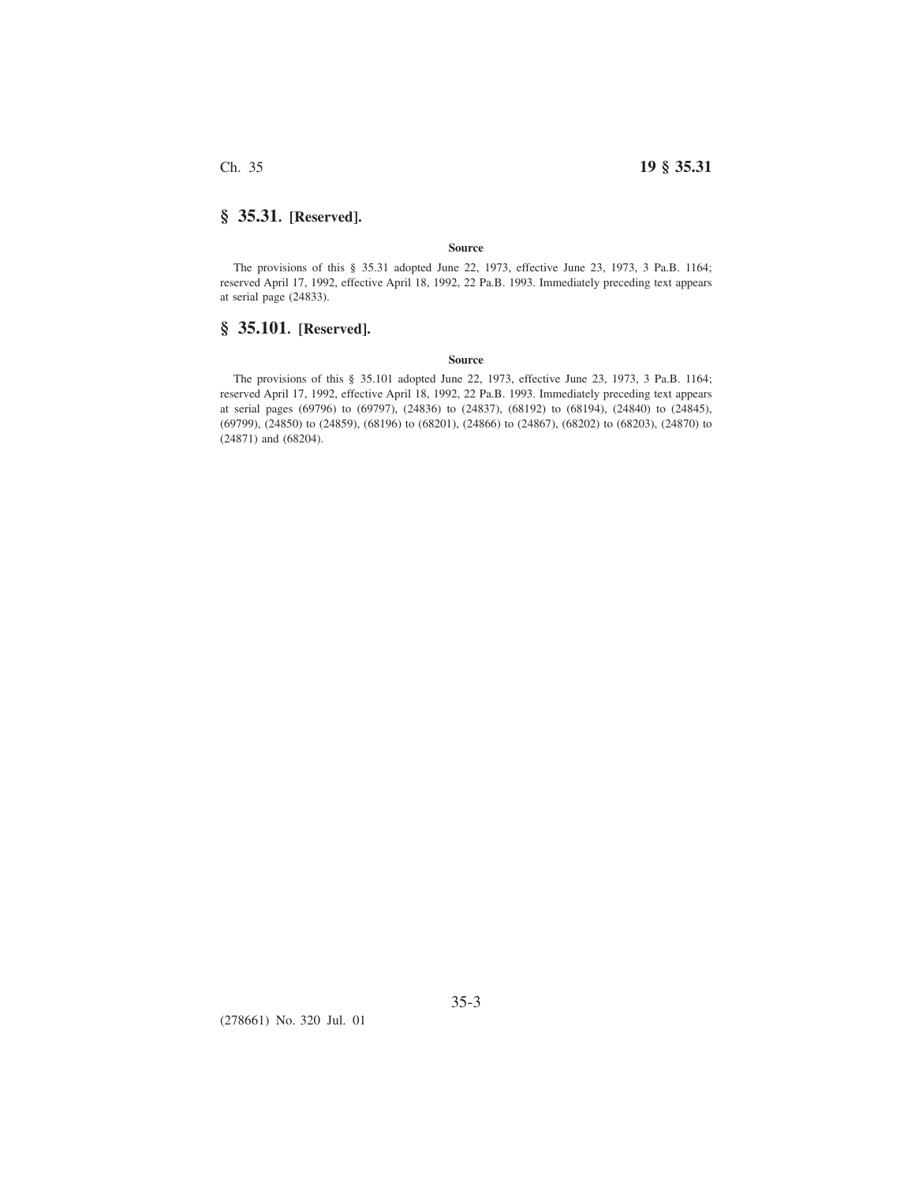## § 35.31. [Reserved].

**Source**

The provisions of this § 35.31 adopted June 22, 1973, effective June 23, 1973, 3 Pa.B. 1164; reserved April 17, 1992, effective April 18, 1992, 22 Pa.B. 1993. Immediately preceding text appears at serial page (24833).

## § 35.101. [Reserved].

**Source**

The provisions of this § 35.101 adopted June 22, 1973, effective June 23, 1973, 3 Pa.B. 1164; reserved April 17, 1992, effective April 18, 1992, 22 Pa.B. 1993. Immediately preceding text appears at serial pages (69796) to (69797), (24836) to (24837), (68192) to (68194), (24840) to (24845), (69799), (24850) to (24859), (68196) to (68201), (24866) to (24867), (68202) to (68203), (24870) to (24871) and (68204).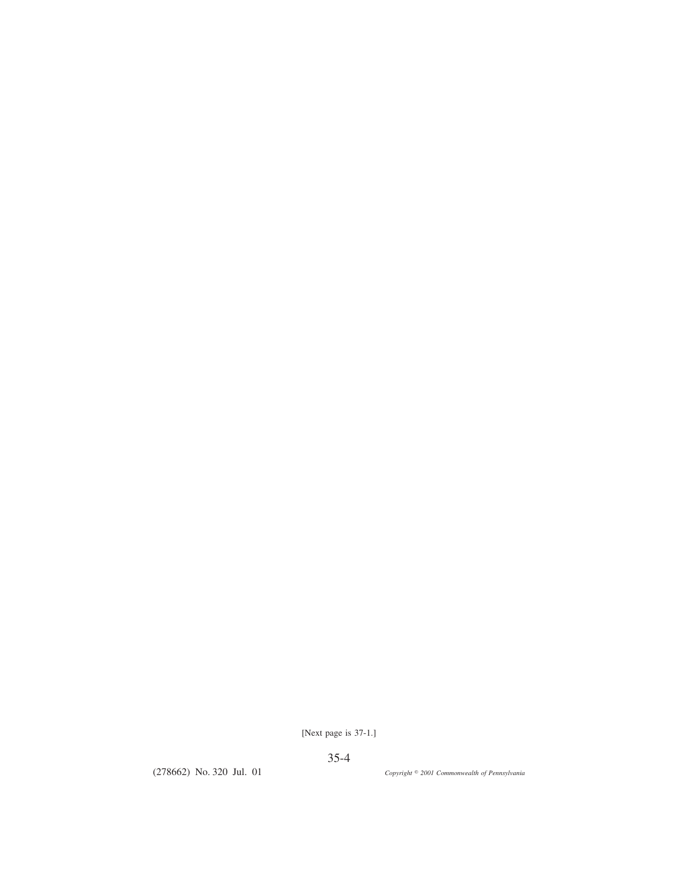[Next page is 37-1.]